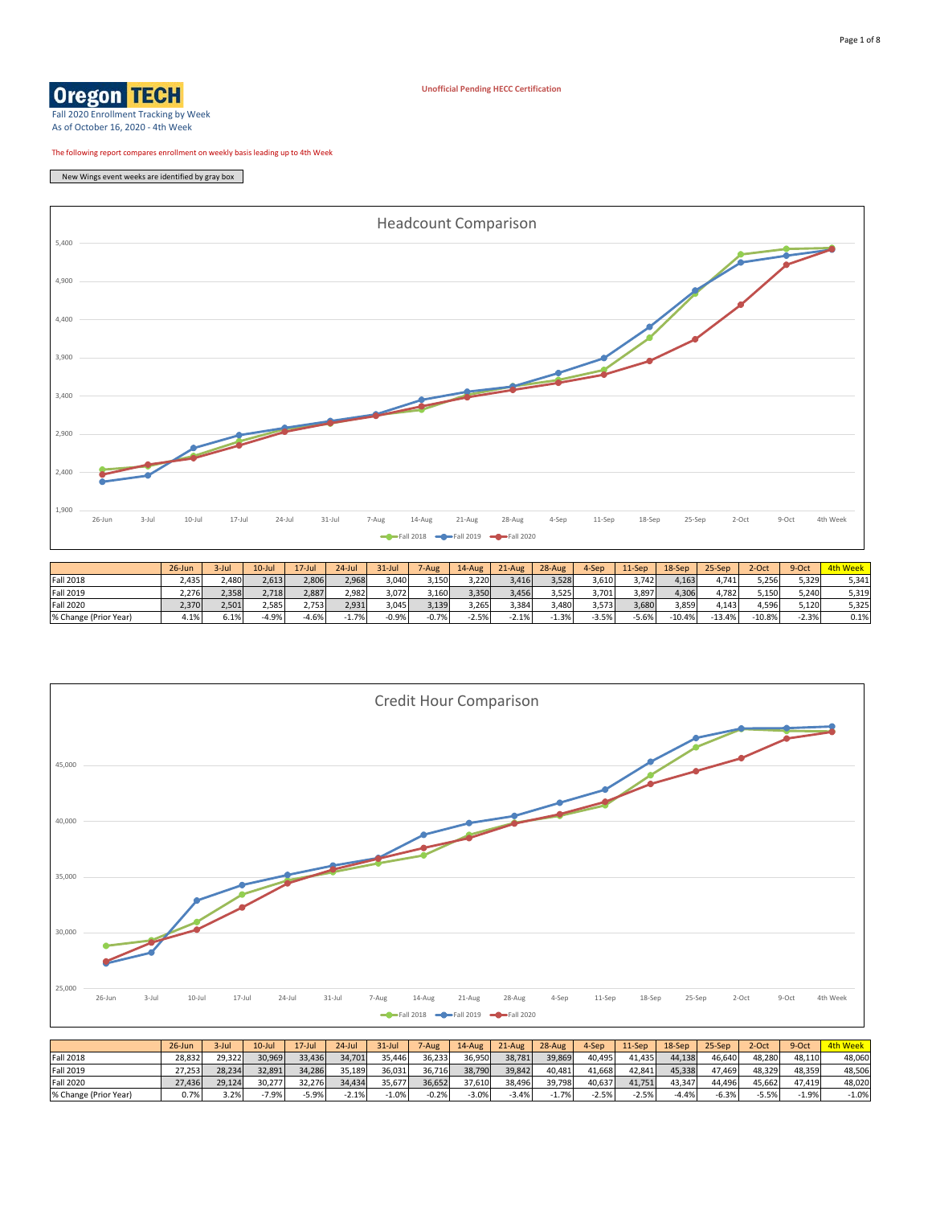**Unofficial Pending HECC Certification**

Oregon TECH

Fall 2020 Enrollment Tracking by Week
As of October 16, 2020 - 4th Week

The following report compares enrollment on weekly basis leading up to 4th Week

New Wings event weeks are identified by gray box

## Headcount Comparison

| | 26-Jun | 3-Jul | 10-Jul | 17-Jul | 24-Jul | 31-Jul | 7-Aug | 14-Aug | 21-Aug | 28-Aug | 4-Sep | 11-Sep | 18-Sep | 25-Sep | 2-Oct | 9-Oct | 4th Week |
|---|---|---|---|---|---|---|---|---|---|---|---|---|---|---|---|---|---|
| Fall 2018 | 2,435 | 2,480 | 2,613 | 2,806 | 2,968 | 3,040 | 3,150 | 3,220 | 3,416 | 3,528 | 3,610 | 3,742 | 4,163 | 4,741 | 5,256 | 5,329 | 5,341 |
| Fall 2019 | 2,276 | 2,358 | 2,718 | 2,887 | 2,982 | 3,072 | 3,160 | 3,350 | 3,456 | 3,525 | 3,701 | 3,897 | 4,306 | 4,782 | 5,150 | 5,240 | 5,319 |
| Fall 2020 | 2,370 | 2,501 | 2,585 | 2,753 | 2,931 | 3,045 | 3,139 | 3,265 | 3,384 | 3,480 | 3,573 | 3,680 | 3,859 | 4,143 | 4,596 | 5,120 | 5,325 |
| % Change (Prior Year) | 4.1% | 6.1% | -4.9% | -4.6% | -1.7% | -0.9% | -0.7% | -2.5% | -2.1% | -1.3% | -3.5% | -5.6% | -10.4% | -13.4% | -10.8% | -2.3% | 0.1% |

## Credit Hour Comparison

| | 26-Jun | 3-Jul | 10-Jul | 17-Jul | 24-Jul | 31-Jul | 7-Aug | 14-Aug | 21-Aug | 28-Aug | 4-Sep | 11-Sep | 18-Sep | 25-Sep | 2-Oct | 9-Oct | 4th Week |
|---|---|---|---|---|---|---|---|---|---|---|---|---|---|---|---|---|---|
| Fall 2018 | 28,832 | 29,322 | 30,969 | 33,436 | 34,701 | 35,446 | 36,233 | 36,950 | 38,781 | 39,869 | 40,495 | 41,435 | 44,138 | 46,640 | 48,280 | 48,110 | 48,060 |
| Fall 2019 | 27,253 | 28,234 | 32,891 | 34,286 | 35,189 | 36,031 | 36,716 | 38,790 | 39,842 | 40,481 | 41,668 | 42,841 | 45,338 | 47,469 | 48,329 | 48,359 | 48,506 |
| Fall 2020 | 27,436 | 29,124 | 30,277 | 32,276 | 34,434 | 35,677 | 36,652 | 37,610 | 38,496 | 39,798 | 40,637 | 41,751 | 43,347 | 44,496 | 45,662 | 47,419 | 48,020 |
| % Change (Prior Year) | 0.7% | 3.2% | -7.9% | -5.9% | -2.1% | -1.0% | -0.2% | -3.0% | -3.4% | -1.7% | -2.5% | -2.5% | -4.4% | -6.3% | -5.5% | -1.9% | -1.0% |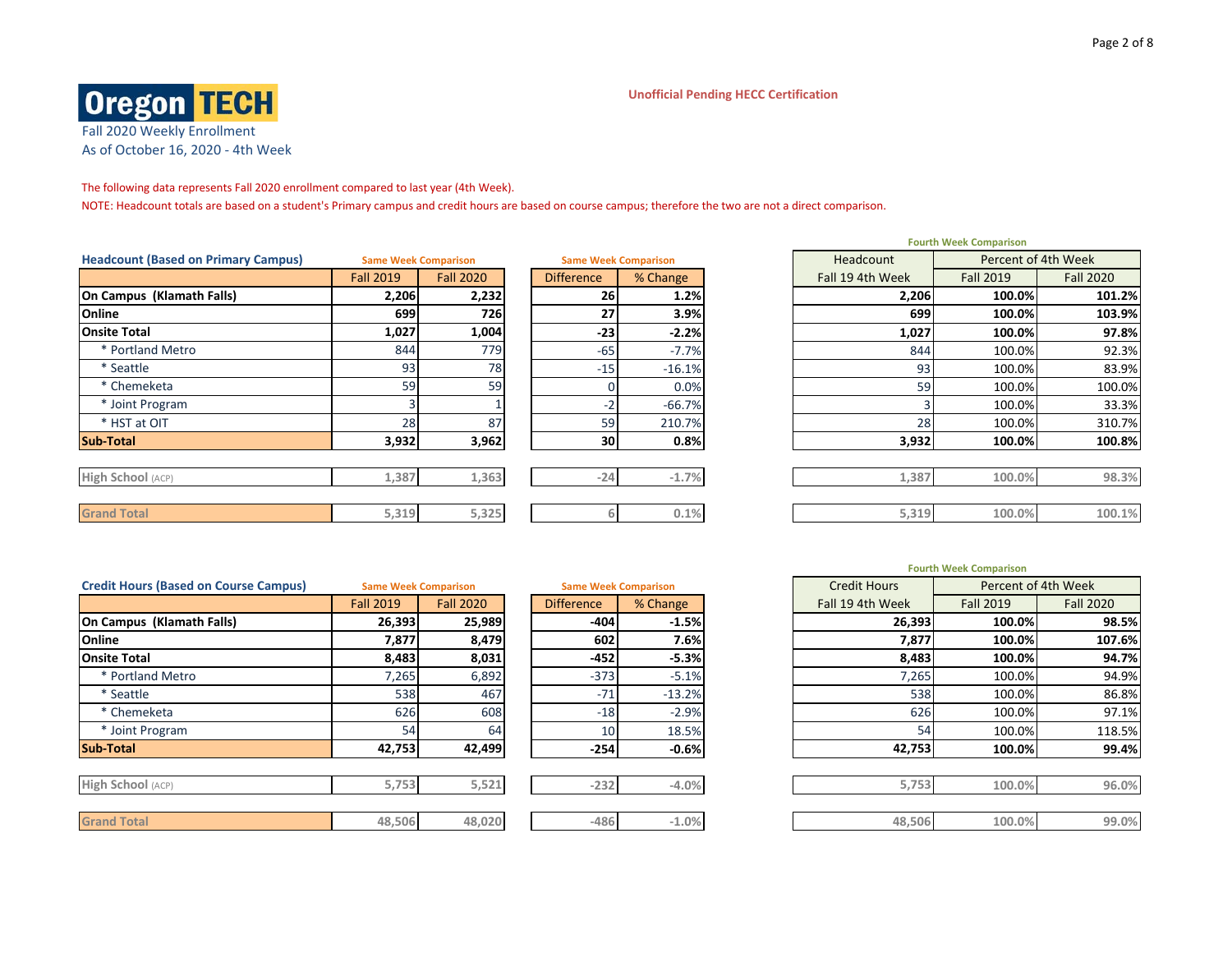**Oregon TECH**

Fall 2020 Weekly Enrollment
As of October 16, 2020 - 4th Week

Unofficial Pending HECC Certification

The following data represents Fall 2020 enrollment compared to last year (4th Week).

NOTE: Headcount totals are based on a student's Primary campus and credit hours are based on course campus; therefore the two are not a direct comparison.

| Headcount (Based on Primary Campus) | Same Week Comparison | | Same Week Comparison | | Fourth Week Comparison | | |
|---|---|---|---|---|---|---|---|
| | | | | | Headcount | Percent of 4th Week | |
| | Fall 2019 | Fall 2020 | Difference | % Change | Fall 19 4th Week | Fall 2019 | Fall 2020 |
| **On Campus (Klamath Falls)** | **2,206** | **2,232** | **26** | **1.2%** | **2,206** | **100.0%** | **101.2%** |
| **Online** | **699** | **726** | **27** | **3.9%** | **699** | **100.0%** | **103.9%** |
| **Onsite Total** | **1,027** | **1,004** | **-23** | **-2.2%** | **1,027** | **100.0%** | **97.8%** |
| * Portland Metro | 844 | 779 | -65 | -7.7% | 844 | 100.0% | 92.3% |
| * Seattle | 93 | 78 | -15 | -16.1% | 93 | 100.0% | 83.9% |
| * Chemeketa | 59 | 59 | 0 | 0.0% | 59 | 100.0% | 100.0% |
| * Joint Program | 3 | 1 | -2 | -66.7% | 3 | 100.0% | 33.3% |
| * HST at OIT | 28 | 87 | 59 | 210.7% | 28 | 100.0% | 310.7% |
| **Sub-Total** | **3,932** | **3,962** | **30** | **0.8%** | **3,932** | **100.0%** | **100.8%** |
| High School (ACP) | 1,387 | 1,363 | -24 | -1.7% | 1,387 | 100.0% | 98.3% |
| Grand Total | 5,319 | 5,325 | 6 | 0.1% | 5,319 | 100.0% | 100.1% |

| Credit Hours (Based on Course Campus) | Same Week Comparison | | Same Week Comparison | | Fourth Week Comparison | | |
|---|---|---|---|---|---|---|---|
| | | | | | Credit Hours | Percent of 4th Week | |
| | Fall 2019 | Fall 2020 | Difference | % Change | Fall 19 4th Week | Fall 2019 | Fall 2020 |
| **On Campus (Klamath Falls)** | **26,393** | **25,989** | **-404** | **-1.5%** | **26,393** | **100.0%** | **98.5%** |
| **Online** | **7,877** | **8,479** | **602** | **7.6%** | **7,877** | **100.0%** | **107.6%** |
| **Onsite Total** | **8,483** | **8,031** | **-452** | **-5.3%** | **8,483** | **100.0%** | **94.7%** |
| * Portland Metro | 7,265 | 6,892 | -373 | -5.1% | 7,265 | 100.0% | 94.9% |
| * Seattle | 538 | 467 | -71 | -13.2% | 538 | 100.0% | 86.8% |
| * Chemeketa | 626 | 608 | -18 | -2.9% | 626 | 100.0% | 97.1% |
| * Joint Program | 54 | 64 | 10 | 18.5% | 54 | 100.0% | 118.5% |
| **Sub-Total** | **42,753** | **42,499** | **-254** | **-0.6%** | **42,753** | **100.0%** | **99.4%** |
| High School (ACP) | 5,753 | 5,521 | -232 | -4.0% | 5,753 | 100.0% | 96.0% |
| Grand Total | 48,506 | 48,020 | -486 | -1.0% | 48,506 | 100.0% | 99.0% |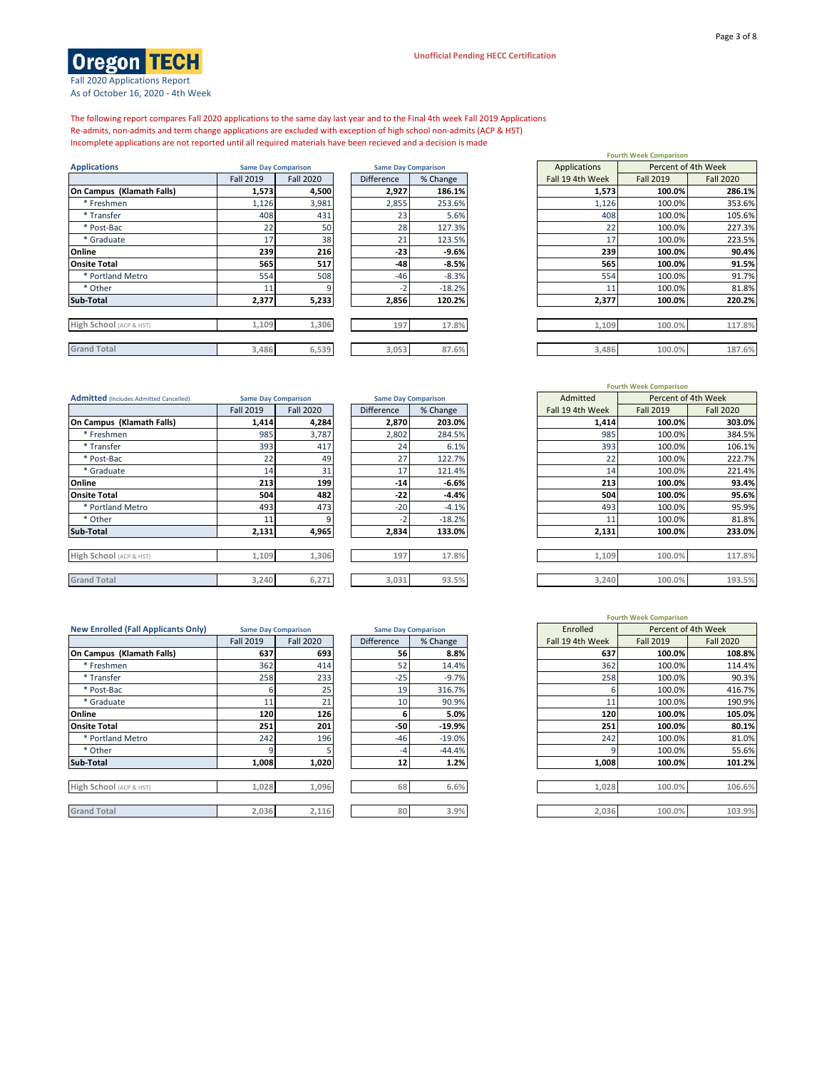**Oregon TECH**

Fall 2020 Applications Report
As of October 16, 2020 - 4th Week

Unofficial Pending HECC Certification

The following report compares Fall 2020 applications to the same day last year and to the Final 4th week Fall 2019 Applications
Re-admits, non-admits and term change applications are excluded with exception of high school non-admits (ACP & HST)
Incomplete applications are not reported until all required materials have been recieved and a decision is made

| Applications | Same Day Comparison | | Same Day Comparison | | Fourth Week Comparison | | |
|---|---|---|---|---|---|---|---|
| | | | | | Applications | Percent of 4th Week | |
| | Fall 2019 | Fall 2020 | Difference | % Change | Fall 19 4th Week | Fall 2019 | Fall 2020 |
| **On Campus (Klamath Falls)** | **1,573** | **4,500** | **2,927** | **186.1%** | **1,573** | **100.0%** | **286.1%** |
| * Freshmen | 1,126 | 3,981 | 2,855 | 253.6% | 1,126 | 100.0% | 353.6% |
| * Transfer | 408 | 431 | 23 | 5.6% | 408 | 100.0% | 105.6% |
| * Post-Bac | 22 | 50 | 28 | 127.3% | 22 | 100.0% | 227.3% |
| * Graduate | 17 | 38 | 21 | 123.5% | 17 | 100.0% | 223.5% |
| **Online** | **239** | **216** | **-23** | **-9.6%** | **239** | **100.0%** | **90.4%** |
| **Onsite Total** | **565** | **517** | **-48** | **-8.5%** | **565** | **100.0%** | **91.5%** |
| * Portland Metro | 554 | 508 | -46 | -8.3% | 554 | 100.0% | 91.7% |
| * Other | 11 | 9 | -2 | -18.2% | 11 | 100.0% | 81.8% |
| **Sub-Total** | **2,377** | **5,233** | **2,856** | **120.2%** | **2,377** | **100.0%** | **220.2%** |
| High School (ACP & HST) | 1,109 | 1,306 | 197 | 17.8% | 1,109 | 100.0% | 117.8% |
| Grand Total | 3,486 | 6,539 | 3,053 | 87.6% | 3,486 | 100.0% | 187.6% |

| Admitted (Includes Admitted Cancelled) | Same Day Comparison | | Same Day Comparison | | Fourth Week Comparison | | |
|---|---|---|---|---|---|---|---|
| | | | | | Admitted | Percent of 4th Week | |
| | Fall 2019 | Fall 2020 | Difference | % Change | Fall 19 4th Week | Fall 2019 | Fall 2020 |
| **On Campus (Klamath Falls)** | **1,414** | **4,284** | **2,870** | **203.0%** | **1,414** | **100.0%** | **303.0%** |
| * Freshmen | 985 | 3,787 | 2,802 | 284.5% | 985 | 100.0% | 384.5% |
| * Transfer | 393 | 417 | 24 | 6.1% | 393 | 100.0% | 106.1% |
| * Post-Bac | 22 | 49 | 27 | 122.7% | 22 | 100.0% | 222.7% |
| * Graduate | 14 | 31 | 17 | 121.4% | 14 | 100.0% | 221.4% |
| **Online** | **213** | **199** | **-14** | **-6.6%** | **213** | **100.0%** | **93.4%** |
| **Onsite Total** | **504** | **482** | **-22** | **-4.4%** | **504** | **100.0%** | **95.6%** |
| * Portland Metro | 493 | 473 | -20 | -4.1% | 493 | 100.0% | 95.9% |
| * Other | 11 | 9 | -2 | -18.2% | 11 | 100.0% | 81.8% |
| **Sub-Total** | **2,131** | **4,965** | **2,834** | **133.0%** | **2,131** | **100.0%** | **233.0%** |
| High School (ACP & HST) | 1,109 | 1,306 | 197 | 17.8% | 1,109 | 100.0% | 117.8% |
| Grand Total | 3,240 | 6,271 | 3,031 | 93.5% | 3,240 | 100.0% | 193.5% |

| New Enrolled (Fall Applicants Only) | Same Day Comparison | | Same Day Comparison | | Fourth Week Comparison | | |
|---|---|---|---|---|---|---|---|
| | | | | | Enrolled | Percent of 4th Week | |
| | Fall 2019 | Fall 2020 | Difference | % Change | Fall 19 4th Week | Fall 2019 | Fall 2020 |
| **On Campus (Klamath Falls)** | **637** | **693** | **56** | **8.8%** | **637** | **100.0%** | **108.8%** |
| * Freshmen | 362 | 414 | 52 | 14.4% | 362 | 100.0% | 114.4% |
| * Transfer | 258 | 233 | -25 | -9.7% | 258 | 100.0% | 90.3% |
| * Post-Bac | 6 | 25 | 19 | 316.7% | 6 | 100.0% | 416.7% |
| * Graduate | 11 | 21 | 10 | 90.9% | 11 | 100.0% | 190.9% |
| **Online** | **120** | **126** | **6** | **5.0%** | **120** | **100.0%** | **105.0%** |
| **Onsite Total** | **251** | **201** | **-50** | **-19.9%** | **251** | **100.0%** | **80.1%** |
| * Portland Metro | 242 | 196 | -46 | -19.0% | 242 | 100.0% | 81.0% |
| * Other | 9 | 5 | -4 | -44.4% | 9 | 100.0% | 55.6% |
| **Sub-Total** | **1,008** | **1,020** | **12** | **1.2%** | **1,008** | **100.0%** | **101.2%** |
| High School (ACP & HST) | 1,028 | 1,096 | 68 | 6.6% | 1,028 | 100.0% | 106.6% |
| Grand Total | 2,036 | 2,116 | 80 | 3.9% | 2,036 | 100.0% | 103.9% |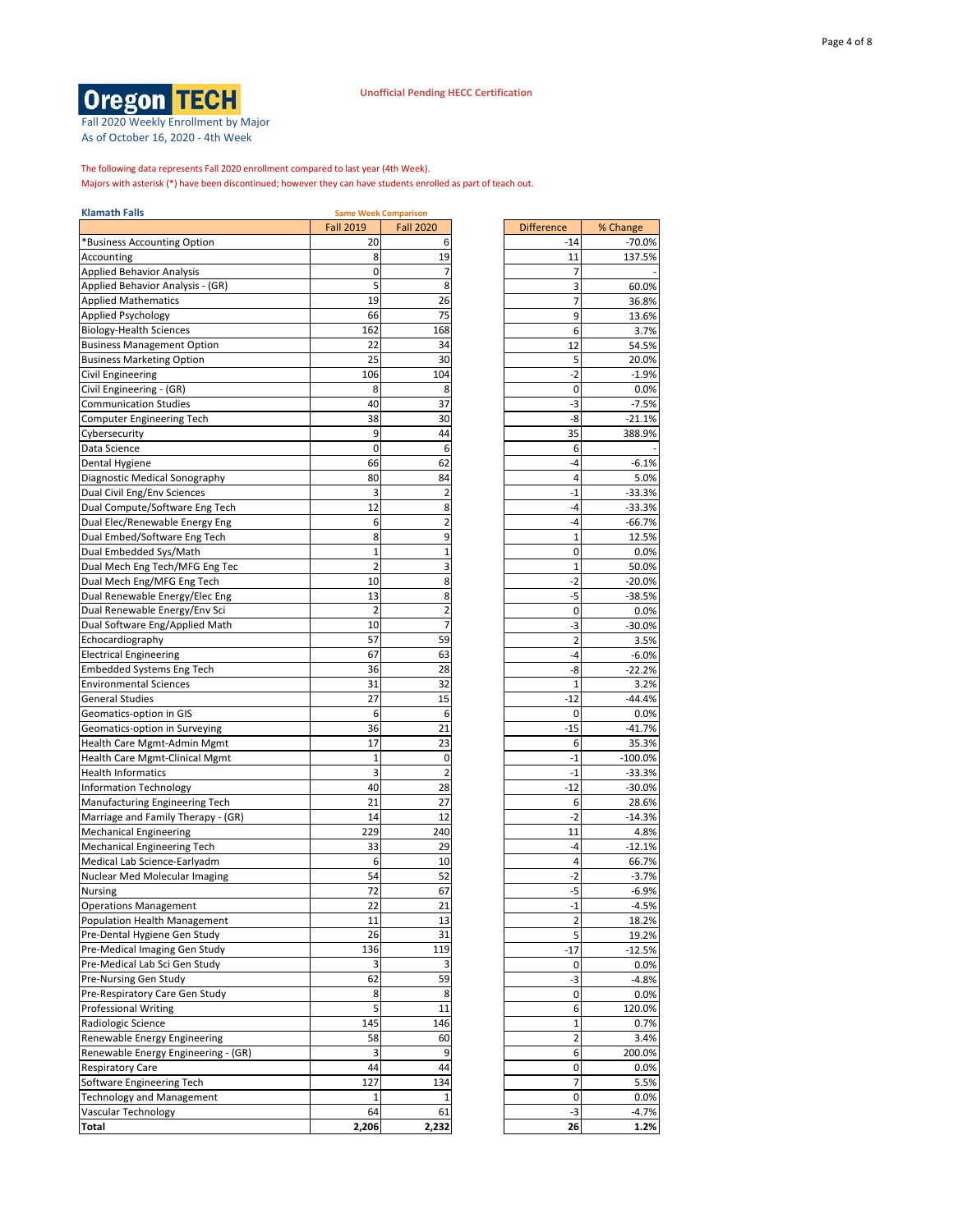**Oregon TECH**

Fall 2020 Weekly Enrollment by Major
As of October 16, 2020 - 4th Week

Unofficial Pending HECC Certification

The following data represents Fall 2020 enrollment compared to last year (4th Week).
Majors with asterisk (*) have been discontinued; however they can have students enrolled as part of teach out.

**Klamath Falls**

| | Same Week Comparison | | | |
|---|---|---|---|---|
| | Fall 2019 | Fall 2020 | Difference | % Change |
| *Business Accounting Option | 20 | 6 | -14 | -70.0% |
| Accounting | 8 | 19 | 11 | 137.5% |
| Applied Behavior Analysis | 0 | 7 | 7 | - |
| Applied Behavior Analysis - (GR) | 5 | 8 | 3 | 60.0% |
| Applied Mathematics | 19 | 26 | 7 | 36.8% |
| Applied Psychology | 66 | 75 | 9 | 13.6% |
| Biology-Health Sciences | 162 | 168 | 6 | 3.7% |
| Business Management Option | 22 | 34 | 12 | 54.5% |
| Business Marketing Option | 25 | 30 | 5 | 20.0% |
| Civil Engineering | 106 | 104 | -2 | -1.9% |
| Civil Engineering - (GR) | 8 | 8 | 0 | 0.0% |
| Communication Studies | 40 | 37 | -3 | -7.5% |
| Computer Engineering Tech | 38 | 30 | -8 | -21.1% |
| Cybersecurity | 9 | 44 | 35 | 388.9% |
| Data Science | 0 | 6 | 6 | - |
| Dental Hygiene | 66 | 62 | -4 | -6.1% |
| Diagnostic Medical Sonography | 80 | 84 | 4 | 5.0% |
| Dual Civil Eng/Env Sciences | 3 | 2 | -1 | -33.3% |
| Dual Compute/Software Eng Tech | 12 | 8 | -4 | -33.3% |
| Dual Elec/Renewable Energy Eng | 6 | 2 | -4 | -66.7% |
| Dual Embed/Software Eng Tech | 8 | 9 | 1 | 12.5% |
| Dual Embedded Sys/Math | 1 | 1 | 0 | 0.0% |
| Dual Mech Eng Tech/MFG Eng Tec | 2 | 3 | 1 | 50.0% |
| Dual Mech Eng/MFG Eng Tech | 10 | 8 | -2 | -20.0% |
| Dual Renewable Energy/Elec Eng | 13 | 8 | -5 | -38.5% |
| Dual Renewable Energy/Env Sci | 2 | 2 | 0 | 0.0% |
| Dual Software Eng/Applied Math | 10 | 7 | -3 | -30.0% |
| Echocardiography | 57 | 59 | 2 | 3.5% |
| Electrical Engineering | 67 | 63 | -4 | -6.0% |
| Embedded Systems Eng Tech | 36 | 28 | -8 | -22.2% |
| Environmental Sciences | 31 | 32 | 1 | 3.2% |
| General Studies | 27 | 15 | -12 | -44.4% |
| Geomatics-option in GIS | 6 | 6 | 0 | 0.0% |
| Geomatics-option in Surveying | 36 | 21 | -15 | -41.7% |
| Health Care Mgmt-Admin Mgmt | 17 | 23 | 6 | 35.3% |
| Health Care Mgmt-Clinical Mgmt | 1 | 0 | -1 | -100.0% |
| Health Informatics | 3 | 2 | -1 | -33.3% |
| Information Technology | 40 | 28 | -12 | -30.0% |
| Manufacturing Engineering Tech | 21 | 27 | 6 | 28.6% |
| Marriage and Family Therapy - (GR) | 14 | 12 | -2 | -14.3% |
| Mechanical Engineering | 229 | 240 | 11 | 4.8% |
| Mechanical Engineering Tech | 33 | 29 | -4 | -12.1% |
| Medical Lab Science-Earlyadm | 6 | 10 | 4 | 66.7% |
| Nuclear Med Molecular Imaging | 54 | 52 | -2 | -3.7% |
| Nursing | 72 | 67 | -5 | -6.9% |
| Operations Management | 22 | 21 | -1 | -4.5% |
| Population Health Management | 11 | 13 | 2 | 18.2% |
| Pre-Dental Hygiene Gen Study | 26 | 31 | 5 | 19.2% |
| Pre-Medical Imaging Gen Study | 136 | 119 | -17 | -12.5% |
| Pre-Medical Lab Sci Gen Study | 3 | 3 | 0 | 0.0% |
| Pre-Nursing Gen Study | 62 | 59 | -3 | -4.8% |
| Pre-Respiratory Care Gen Study | 8 | 8 | 0 | 0.0% |
| Professional Writing | 5 | 11 | 6 | 120.0% |
| Radiologic Science | 145 | 146 | 1 | 0.7% |
| Renewable Energy Engineering | 58 | 60 | 2 | 3.4% |
| Renewable Energy Engineering - (GR) | 3 | 9 | 6 | 200.0% |
| Respiratory Care | 44 | 44 | 0 | 0.0% |
| Software Engineering Tech | 127 | 134 | 7 | 5.5% |
| Technology and Management | 1 | 1 | 0 | 0.0% |
| Vascular Technology | 64 | 61 | -3 | -4.7% |
| **Total** | **2,206** | **2,232** | **26** | **1.2%** |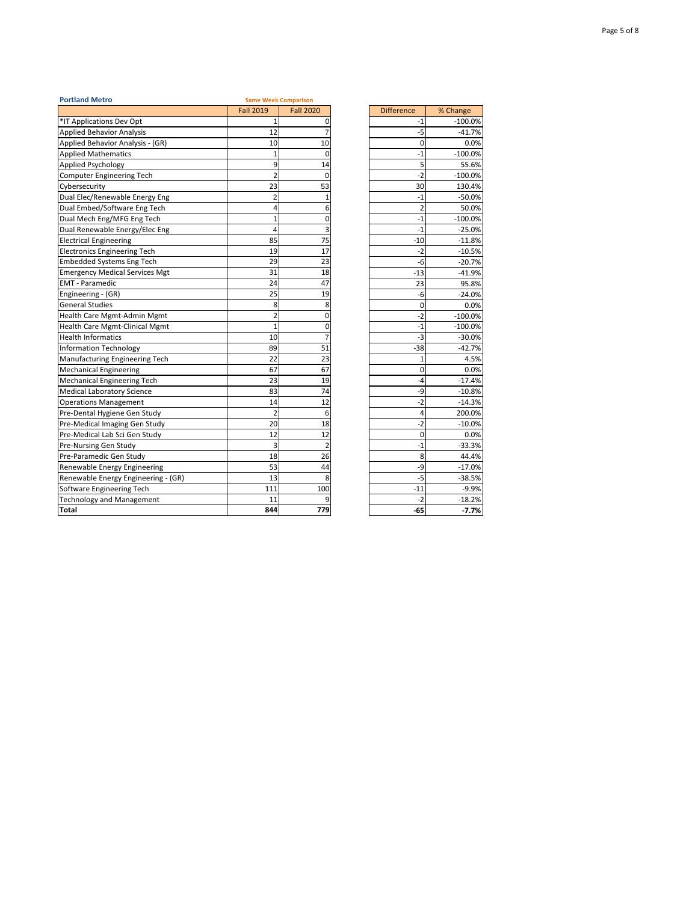**Portland Metro**

**Same Week Comparison**

| | Fall 2019 | Fall 2020 | Difference | % Change |
|---|---|---|---|---|
| *IT Applications Dev Opt | 1 | 0 | -1 | -100.0% |
| Applied Behavior Analysis | 12 | 7 | -5 | -41.7% |
| Applied Behavior Analysis - (GR) | 10 | 10 | 0 | 0.0% |
| Applied Mathematics | 1 | 0 | -1 | -100.0% |
| Applied Psychology | 9 | 14 | 5 | 55.6% |
| Computer Engineering Tech | 2 | 0 | -2 | -100.0% |
| Cybersecurity | 23 | 53 | 30 | 130.4% |
| Dual Elec/Renewable Energy Eng | 2 | 1 | -1 | -50.0% |
| Dual Embed/Software Eng Tech | 4 | 6 | 2 | 50.0% |
| Dual Mech Eng/MFG Eng Tech | 1 | 0 | -1 | -100.0% |
| Dual Renewable Energy/Elec Eng | 4 | 3 | -1 | -25.0% |
| Electrical Engineering | 85 | 75 | -10 | -11.8% |
| Electronics Engineering Tech | 19 | 17 | -2 | -10.5% |
| Embedded Systems Eng Tech | 29 | 23 | -6 | -20.7% |
| Emergency Medical Services Mgt | 31 | 18 | -13 | -41.9% |
| EMT - Paramedic | 24 | 47 | 23 | 95.8% |
| Engineering - (GR) | 25 | 19 | -6 | -24.0% |
| General Studies | 8 | 8 | 0 | 0.0% |
| Health Care Mgmt-Admin Mgmt | 2 | 0 | -2 | -100.0% |
| Health Care Mgmt-Clinical Mgmt | 1 | 0 | -1 | -100.0% |
| Health Informatics | 10 | 7 | -3 | -30.0% |
| Information Technology | 89 | 51 | -38 | -42.7% |
| Manufacturing Engineering Tech | 22 | 23 | 1 | 4.5% |
| Mechanical Engineering | 67 | 67 | 0 | 0.0% |
| Mechanical Engineering Tech | 23 | 19 | -4 | -17.4% |
| Medical Laboratory Science | 83 | 74 | -9 | -10.8% |
| Operations Management | 14 | 12 | -2 | -14.3% |
| Pre-Dental Hygiene Gen Study | 2 | 6 | 4 | 200.0% |
| Pre-Medical Imaging Gen Study | 20 | 18 | -2 | -10.0% |
| Pre-Medical Lab Sci Gen Study | 12 | 12 | 0 | 0.0% |
| Pre-Nursing Gen Study | 3 | 2 | -1 | -33.3% |
| Pre-Paramedic Gen Study | 18 | 26 | 8 | 44.4% |
| Renewable Energy Engineering | 53 | 44 | -9 | -17.0% |
| Renewable Energy Engineering - (GR) | 13 | 8 | -5 | -38.5% |
| Software Engineering Tech | 111 | 100 | -11 | -9.9% |
| Technology and Management | 11 | 9 | -2 | -18.2% |
| **Total** | **844** | **779** | **-65** | **-7.7%** |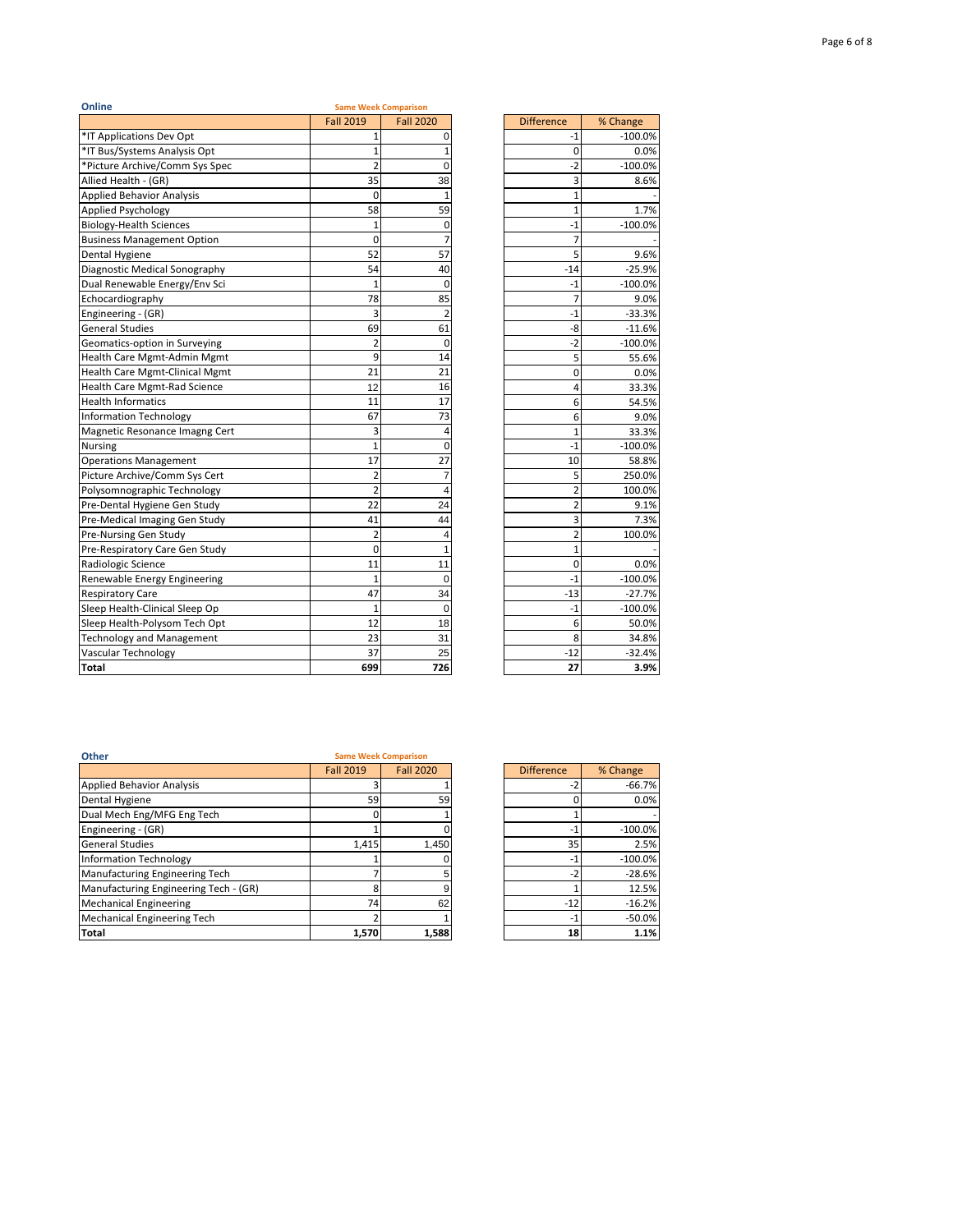## Online

| | Same Week Comparison | | | |
|---|---|---|---|---|
| | Fall 2019 | Fall 2020 | Difference | % Change |
| *IT Applications Dev Opt | 1 | 0 | -1 | -100.0% |
| *IT Bus/Systems Analysis Opt | 1 | 1 | 0 | 0.0% |
| *Picture Archive/Comm Sys Spec | 2 | 0 | -2 | -100.0% |
| Allied Health - (GR) | 35 | 38 | 3 | 8.6% |
| Applied Behavior Analysis | 0 | 1 | 1 | - |
| Applied Psychology | 58 | 59 | 1 | 1.7% |
| Biology-Health Sciences | 1 | 0 | -1 | -100.0% |
| Business Management Option | 0 | 7 | 7 | - |
| Dental Hygiene | 52 | 57 | 5 | 9.6% |
| Diagnostic Medical Sonography | 54 | 40 | -14 | -25.9% |
| Dual Renewable Energy/Env Sci | 1 | 0 | -1 | -100.0% |
| Echocardiography | 78 | 85 | 7 | 9.0% |
| Engineering - (GR) | 3 | 2 | -1 | -33.3% |
| General Studies | 69 | 61 | -8 | -11.6% |
| Geomatics-option in Surveying | 2 | 0 | -2 | -100.0% |
| Health Care Mgmt-Admin Mgmt | 9 | 14 | 5 | 55.6% |
| Health Care Mgmt-Clinical Mgmt | 21 | 21 | 0 | 0.0% |
| Health Care Mgmt-Rad Science | 12 | 16 | 4 | 33.3% |
| Health Informatics | 11 | 17 | 6 | 54.5% |
| Information Technology | 67 | 73 | 6 | 9.0% |
| Magnetic Resonance Imagng Cert | 3 | 4 | 1 | 33.3% |
| Nursing | 1 | 0 | -1 | -100.0% |
| Operations Management | 17 | 27 | 10 | 58.8% |
| Picture Archive/Comm Sys Cert | 2 | 7 | 5 | 250.0% |
| Polysomnographic Technology | 2 | 4 | 2 | 100.0% |
| Pre-Dental Hygiene Gen Study | 22 | 24 | 2 | 9.1% |
| Pre-Medical Imaging Gen Study | 41 | 44 | 3 | 7.3% |
| Pre-Nursing Gen Study | 2 | 4 | 2 | 100.0% |
| Pre-Respiratory Care Gen Study | 0 | 1 | 1 | - |
| Radiologic Science | 11 | 11 | 0 | 0.0% |
| Renewable Energy Engineering | 1 | 0 | -1 | -100.0% |
| Respiratory Care | 47 | 34 | -13 | -27.7% |
| Sleep Health-Clinical Sleep Op | 1 | 0 | -1 | -100.0% |
| Sleep Health-Polysom Tech Opt | 12 | 18 | 6 | 50.0% |
| Technology and Management | 23 | 31 | 8 | 34.8% |
| Vascular Technology | 37 | 25 | -12 | -32.4% |
| **Total** | **699** | **726** | **27** | **3.9%** |

## Other

| | Same Week Comparison | | | |
|---|---|---|---|---|
| | Fall 2019 | Fall 2020 | Difference | % Change |
| Applied Behavior Analysis | 3 | 1 | -2 | -66.7% |
| Dental Hygiene | 59 | 59 | 0 | 0.0% |
| Dual Mech Eng/MFG Eng Tech | 0 | 1 | 1 | - |
| Engineering - (GR) | 1 | 0 | -1 | -100.0% |
| General Studies | 1,415 | 1,450 | 35 | 2.5% |
| Information Technology | 1 | 0 | -1 | -100.0% |
| Manufacturing Engineering Tech | 7 | 5 | -2 | -28.6% |
| Manufacturing Engineering Tech - (GR) | 8 | 9 | 1 | 12.5% |
| Mechanical Engineering | 74 | 62 | -12 | -16.2% |
| Mechanical Engineering Tech | 2 | 1 | -1 | -50.0% |
| **Total** | **1,570** | **1,588** | **18** | **1.1%** |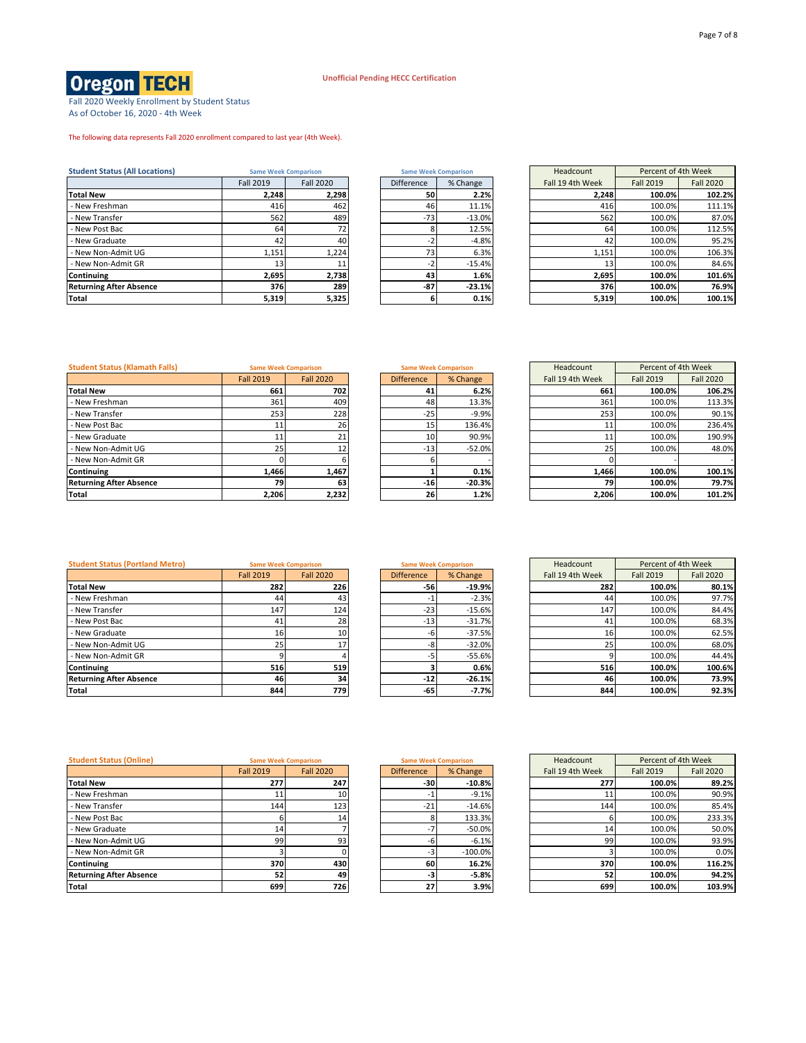# Oregon TECH

Fall 2020 Weekly Enrollment by Student Status
As of October 16, 2020 - 4th Week

Unofficial Pending HECC Certification

The following data represents Fall 2020 enrollment compared to last year (4th Week).

| Student Status (All Locations) | Same Week Comparison | | Same Week Comparison | | Headcount | Percent of 4th Week | |
|---|---|---|---|---|---|---|---|
| | Fall 2019 | Fall 2020 | Difference | % Change | Fall 19 4th Week | Fall 2019 | Fall 2020 |
| **Total New** | **2,248** | **2,298** | **50** | **2.2%** | **2,248** | **100.0%** | **102.2%** |
| - New Freshman | 416 | 462 | 46 | 11.1% | 416 | 100.0% | 111.1% |
| - New Transfer | 562 | 489 | -73 | -13.0% | 562 | 100.0% | 87.0% |
| - New Post Bac | 64 | 72 | 8 | 12.5% | 64 | 100.0% | 112.5% |
| - New Graduate | 42 | 40 | -2 | -4.8% | 42 | 100.0% | 95.2% |
| - New Non-Admit UG | 1,151 | 1,224 | 73 | 6.3% | 1,151 | 100.0% | 106.3% |
| - New Non-Admit GR | 13 | 11 | -2 | -15.4% | 13 | 100.0% | 84.6% |
| **Continuing** | **2,695** | **2,738** | **43** | **1.6%** | **2,695** | **100.0%** | **101.6%** |
| **Returning After Absence** | **376** | **289** | **-87** | **-23.1%** | **376** | **100.0%** | **76.9%** |
| **Total** | **5,319** | **5,325** | **6** | **0.1%** | **5,319** | **100.0%** | **100.1%** |

| Student Status (Klamath Falls) | Same Week Comparison | | Same Week Comparison | | Headcount | Percent of 4th Week | |
|---|---|---|---|---|---|---|---|
| | Fall 2019 | Fall 2020 | Difference | % Change | Fall 19 4th Week | Fall 2019 | Fall 2020 |
| **Total New** | **661** | **702** | **41** | **6.2%** | **661** | **100.0%** | **106.2%** |
| - New Freshman | 361 | 409 | 48 | 13.3% | 361 | 100.0% | 113.3% |
| - New Transfer | 253 | 228 | -25 | -9.9% | 253 | 100.0% | 90.1% |
| - New Post Bac | 11 | 26 | 15 | 136.4% | 11 | 100.0% | 236.4% |
| - New Graduate | 11 | 21 | 10 | 90.9% | 11 | 100.0% | 190.9% |
| - New Non-Admit UG | 25 | 12 | -13 | -52.0% | 25 | 100.0% | 48.0% |
| - New Non-Admit GR | 0 | 6 | 6 | - | 0 | - | - |
| **Continuing** | **1,466** | **1,467** | **1** | **0.1%** | **1,466** | **100.0%** | **100.1%** |
| **Returning After Absence** | **79** | **63** | **-16** | **-20.3%** | **79** | **100.0%** | **79.7%** |
| **Total** | **2,206** | **2,232** | **26** | **1.2%** | **2,206** | **100.0%** | **101.2%** |

| Student Status (Portland Metro) | Same Week Comparison | | Same Week Comparison | | Headcount | Percent of 4th Week | |
|---|---|---|---|---|---|---|---|
| | Fall 2019 | Fall 2020 | Difference | % Change | Fall 19 4th Week | Fall 2019 | Fall 2020 |
| **Total New** | **282** | **226** | **-56** | **-19.9%** | **282** | **100.0%** | **80.1%** |
| - New Freshman | 44 | 43 | -1 | -2.3% | 44 | 100.0% | 97.7% |
| - New Transfer | 147 | 124 | -23 | -15.6% | 147 | 100.0% | 84.4% |
| - New Post Bac | 41 | 28 | -13 | -31.7% | 41 | 100.0% | 68.3% |
| - New Graduate | 16 | 10 | -6 | -37.5% | 16 | 100.0% | 62.5% |
| - New Non-Admit UG | 25 | 17 | -8 | -32.0% | 25 | 100.0% | 68.0% |
| - New Non-Admit GR | 9 | 4 | -5 | -55.6% | 9 | 100.0% | 44.4% |
| **Continuing** | **516** | **519** | **3** | **0.6%** | **516** | **100.0%** | **100.6%** |
| **Returning After Absence** | **46** | **34** | **-12** | **-26.1%** | **46** | **100.0%** | **73.9%** |
| **Total** | **844** | **779** | **-65** | **-7.7%** | **844** | **100.0%** | **92.3%** |

| Student Status (Online) | Same Week Comparison | | Same Week Comparison | | Headcount | Percent of 4th Week | |
|---|---|---|---|---|---|---|---|
| | Fall 2019 | Fall 2020 | Difference | % Change | Fall 19 4th Week | Fall 2019 | Fall 2020 |
| **Total New** | **277** | **247** | **-30** | **-10.8%** | **277** | **100.0%** | **89.2%** |
| - New Freshman | 11 | 10 | -1 | -9.1% | 11 | 100.0% | 90.9% |
| - New Transfer | 144 | 123 | -21 | -14.6% | 144 | 100.0% | 85.4% |
| - New Post Bac | 6 | 14 | 8 | 133.3% | 6 | 100.0% | 233.3% |
| - New Graduate | 14 | 7 | -7 | -50.0% | 14 | 100.0% | 50.0% |
| - New Non-Admit UG | 99 | 93 | -6 | -6.1% | 99 | 100.0% | 93.9% |
| - New Non-Admit GR | 3 | 0 | -3 | -100.0% | 3 | 100.0% | 0.0% |
| **Continuing** | **370** | **430** | **60** | **16.2%** | **370** | **100.0%** | **116.2%** |
| **Returning After Absence** | **52** | **49** | **-3** | **-5.8%** | **52** | **100.0%** | **94.2%** |
| **Total** | **699** | **726** | **27** | **3.9%** | **699** | **100.0%** | **103.9%** |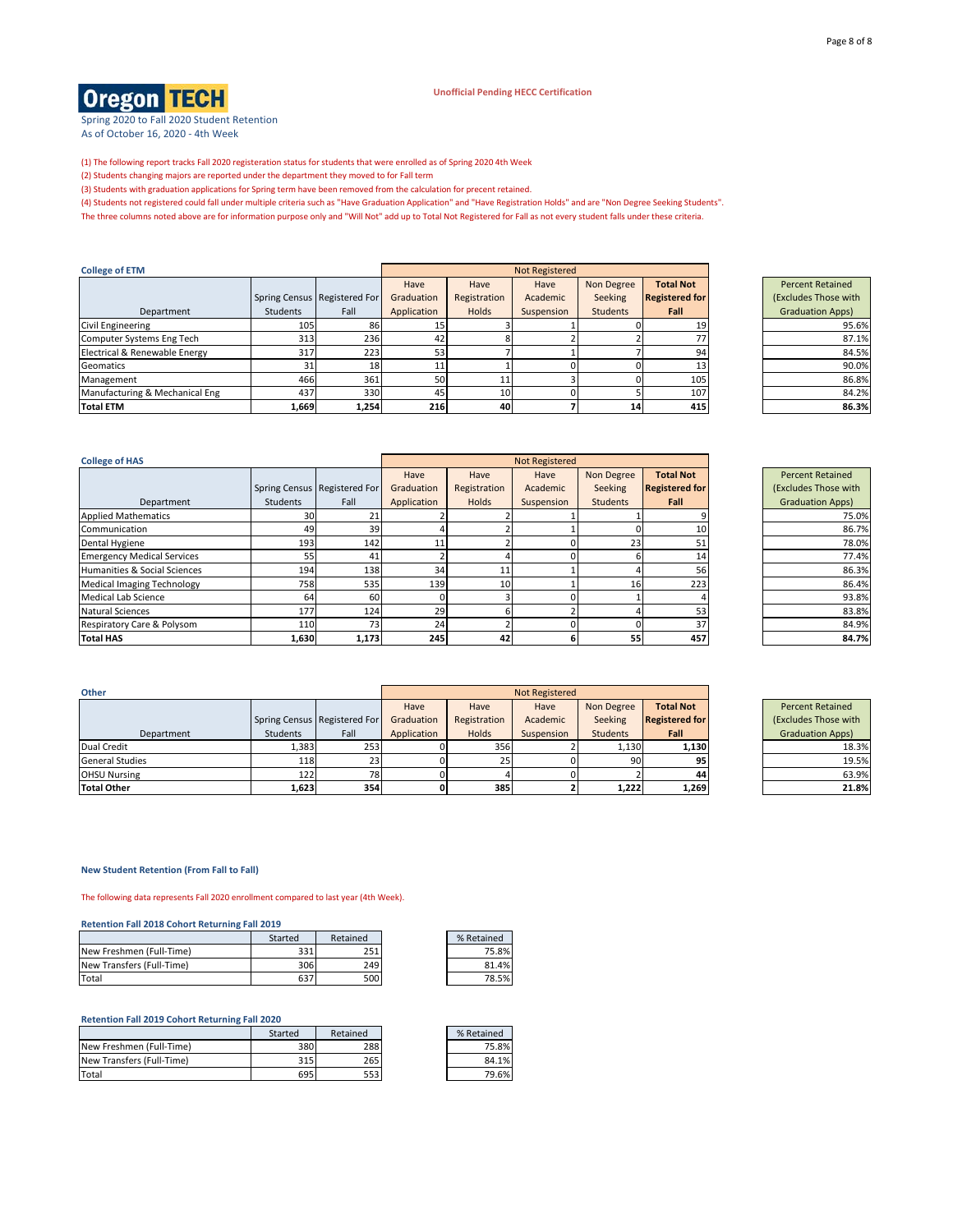Oregon TECH

Spring 2020 to Fall 2020 Student Retention
As of October 16, 2020 - 4th Week

Unofficial Pending HECC Certification

(1) The following report tracks Fall 2020 registeration status for students that were enrolled as of Spring 2020 4th Week
(2) Students changing majors are reported under the department they moved to for Fall term
(3) Students with graduation applications for Spring term have been removed from the calculation for precent retained.
(4) Students not registered could fall under multiple criteria such as "Have Graduation Application" and "Have Registration Holds" and are "Non Degree Seeking Students".
The three columns noted above are for information purpose only and "Will Not" add up to Total Not Registered for Fall as not every student falls under these criteria.

**College of ETM**

| | | | Not Registered | | | | | |
|---|---|---|---|---|---|---|---|---|
| Department | Spring Census Students | Registered For Fall | Have Graduation Application | Have Registration Holds | Have Academic Suspension | Non Degree Seeking Students | **Total Not Registered for Fall** | Percent Retained (Excludes Those with Graduation Apps) |
| Civil Engineering | 105 | 86 | 15 | 3 | 1 | 0 | 19 | 95.6% |
| Computer Systems Eng Tech | 313 | 236 | 42 | 8 | 2 | 2 | 77 | 87.1% |
| Electrical & Renewable Energy | 317 | 223 | 53 | 7 | 1 | 7 | 94 | 84.5% |
| Geomatics | 31 | 18 | 11 | 1 | 0 | 0 | 13 | 90.0% |
| Management | 466 | 361 | 50 | 11 | 3 | 0 | 105 | 86.8% |
| Manufacturing & Mechanical Eng | 437 | 330 | 45 | 10 | 0 | 5 | 107 | 84.2% |
| **Total ETM** | **1,669** | **1,254** | **216** | **40** | **7** | **14** | **415** | **86.3%** |

**College of HAS**

| | | | Not Registered | | | | | |
|---|---|---|---|---|---|---|---|---|
| Department | Spring Census Students | Registered For Fall | Have Graduation Application | Have Registration Holds | Have Academic Suspension | Non Degree Seeking Students | **Total Not Registered for Fall** | Percent Retained (Excludes Those with Graduation Apps) |
| Applied Mathematics | 30 | 21 | 2 | 2 | 1 | 1 | 9 | 75.0% |
| Communication | 49 | 39 | 4 | 2 | 1 | 0 | 10 | 86.7% |
| Dental Hygiene | 193 | 142 | 11 | 2 | 0 | 23 | 51 | 78.0% |
| Emergency Medical Services | 55 | 41 | 2 | 4 | 0 | 6 | 14 | 77.4% |
| Humanities & Social Sciences | 194 | 138 | 34 | 11 | 1 | 4 | 56 | 86.3% |
| Medical Imaging Technology | 758 | 535 | 139 | 10 | 1 | 16 | 223 | 86.4% |
| Medical Lab Science | 64 | 60 | 0 | 3 | 0 | 1 | 4 | 93.8% |
| Natural Sciences | 177 | 124 | 29 | 6 | 2 | 4 | 53 | 83.8% |
| Respiratory Care & Polysom | 110 | 73 | 24 | 2 | 0 | 0 | 37 | 84.9% |
| **Total HAS** | **1,630** | **1,173** | **245** | **42** | **6** | **55** | **457** | **84.7%** |

**Other**

| | | | Not Registered | | | | | |
|---|---|---|---|---|---|---|---|---|
| Department | Spring Census Students | Registered For Fall | Have Graduation Application | Have Registration Holds | Have Academic Suspension | Non Degree Seeking Students | **Total Not Registered for Fall** | Percent Retained (Excludes Those with Graduation Apps) |
| Dual Credit | 1,383 | 253 | 0 | 356 | 2 | 1,130 | **1,130** | 18.3% |
| General Studies | 118 | 23 | 0 | 25 | 0 | 90 | **95** | 19.5% |
| OHSU Nursing | 122 | 78 | 0 | 4 | 0 | 2 | **44** | 63.9% |
| **Total Other** | **1,623** | **354** | **0** | **385** | **2** | **1,222** | **1,269** | **21.8%** |

**New Student Retention (From Fall to Fall)**

The following data represents Fall 2020 enrollment compared to last year (4th Week).

**Retention Fall 2018 Cohort Returning Fall 2019**

| | Started | Retained | % Retained |
|---|---|---|---|
| New Freshmen (Full-Time) | 331 | 251 | 75.8% |
| New Transfers (Full-Time) | 306 | 249 | 81.4% |
| Total | 637 | 500 | 78.5% |

**Retention Fall 2019 Cohort Returning Fall 2020**

| | Started | Retained | % Retained |
|---|---|---|---|
| New Freshmen (Full-Time) | 380 | 288 | 75.8% |
| New Transfers (Full-Time) | 315 | 265 | 84.1% |
| Total | 695 | 553 | 79.6% |